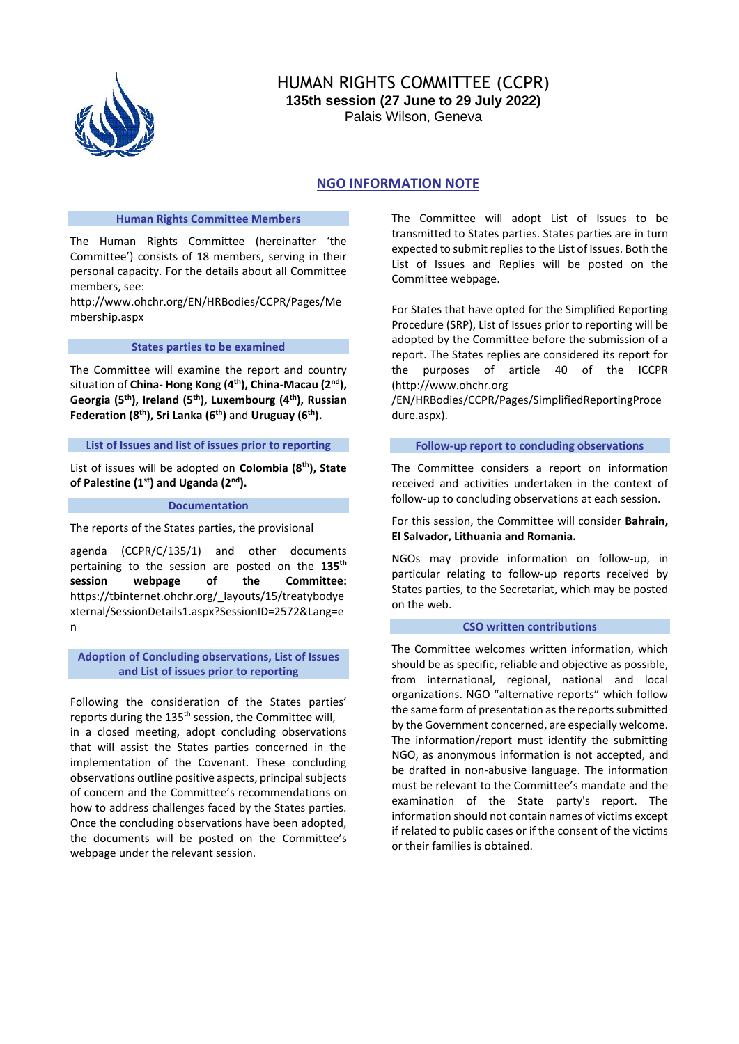# HUMAN RIGHTS COMMITTEE (CCPR)

**135th session (27 June to 29 July 2022)**

Palais Wilson, Geneva

## NGO INFORMATION NOTE

### Human Rights Committee Members

The Human Rights Committee (hereinafter 'the Committee') consists of 18 members, serving in their personal capacity. For the details about all Committee members, see:

http://www.ohchr.org/EN/HRBodies/CCPR/Pages/Membership.aspx

### States parties to be examined

The Committee will examine the report and country situation of **China- Hong Kong (4th), China-Macau (2nd), Georgia (5th), Ireland (5th), Luxembourg (4th), Russian Federation (8th), Sri Lanka (6th)** and **Uruguay (6th).**

### List of Issues and list of issues prior to reporting

List of issues will be adopted on **Colombia (8th), State of Palestine (1st) and Uganda (2nd).**

### Documentation

The reports of the States parties, the provisional agenda (CCPR/C/135/1) and other documents pertaining to the session are posted on the **135th session webpage of the Committee:** https://tbinternet.ohchr.org/_layouts/15/treatybodyexternal/SessionDetails1.aspx?SessionID=2572&Lang=en

### Adoption of Concluding observations, List of Issues and List of issues prior to reporting

Following the consideration of the States parties' reports during the 135th session, the Committee will, in a closed meeting, adopt concluding observations that will assist the States parties concerned in the implementation of the Covenant. These concluding observations outline positive aspects, principal subjects of concern and the Committee's recommendations on how to address challenges faced by the States parties. Once the concluding observations have been adopted, the documents will be posted on the Committee's webpage under the relevant session.

The Committee will adopt List of Issues to be transmitted to States parties. States parties are in turn expected to submit replies to the List of Issues. Both the List of Issues and Replies will be posted on the Committee webpage.

For States that have opted for the Simplified Reporting Procedure (SRP), List of Issues prior to reporting will be adopted by the Committee before the submission of a report. The States replies are considered its report for the purposes of article 40 of the ICCPR (http://www.ohchr.org/EN/HRBodies/CCPR/Pages/SimplifiedReportingProcedure.aspx).

### Follow-up report to concluding observations

The Committee considers a report on information received and activities undertaken in the context of follow-up to concluding observations at each session.

For this session, the Committee will consider **Bahrain, El Salvador, Lithuania and Romania.**

NGOs may provide information on follow-up, in particular relating to follow-up reports received by States parties, to the Secretariat, which may be posted on the web.

### CSO written contributions

The Committee welcomes written information, which should be as specific, reliable and objective as possible, from international, regional, national and local organizations. NGO "alternative reports" which follow the same form of presentation as the reports submitted by the Government concerned, are especially welcome. The information/report must identify the submitting NGO, as anonymous information is not accepted, and be drafted in non-abusive language. The information must be relevant to the Committee's mandate and the examination of the State party's report. The information should not contain names of victims except if related to public cases or if the consent of the victims or their families is obtained.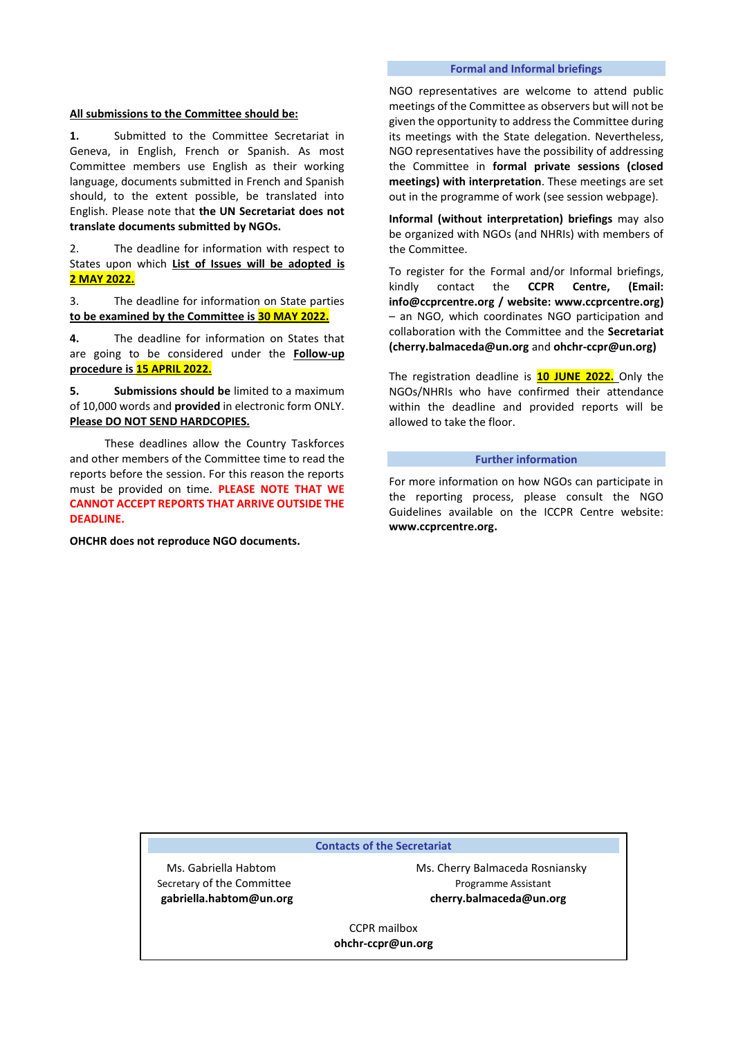**<u>All submissions to the Committee should be:</u>**

**1.** Submitted to the Committee Secretariat in Geneva, in English, French or Spanish. As most Committee members use English as their working language, documents submitted in French and Spanish should, to the extent possible, be translated into English. Please note that **the UN Secretariat does not translate documents submitted by NGOs.**

2. The deadline for information with respect to States upon which **<u>List of Issues will be adopted is 2 MAY 2022.</u>**

3. The deadline for information on State parties **<u>to be examined by the Committee is 30 MAY 2022.</u>**

**4.** The deadline for information on States that are going to be considered under the **<u>Follow-up procedure is 15 APRIL 2022.</u>**

**5. Submissions should be** limited to a maximum of 10,000 words and **provided** in electronic form ONLY. **<u>Please DO NOT SEND HARDCOPIES.</u>**

These deadlines allow the Country Taskforces and other members of the Committee time to read the reports before the session. For this reason the reports must be provided on time. **PLEASE NOTE THAT WE CANNOT ACCEPT REPORTS THAT ARRIVE OUTSIDE THE DEADLINE.**

**OHCHR does not reproduce NGO documents.**

### Formal and Informal briefings

NGO representatives are welcome to attend public meetings of the Committee as observers but will not be given the opportunity to address the Committee during its meetings with the State delegation. Nevertheless, NGO representatives have the possibility of addressing the Committee in **formal private sessions (closed meetings) with interpretation**. These meetings are set out in the programme of work (see session webpage).

**Informal (without interpretation) briefings** may also be organized with NGOs (and NHRIs) with members of the Committee.

To register for the Formal and/or Informal briefings, kindly contact the **CCPR Centre, (Email: info@ccprcentre.org / website: www.ccprcentre.org)** – an NGO, which coordinates NGO participation and collaboration with the Committee and the **Secretariat (cherry.balmaceda@un.org** and **ohchr-ccpr@un.org)**

The registration deadline is **<u>10 JUNE 2022.</u>** Only the NGOs/NHRIs who have confirmed their attendance within the deadline and provided reports will be allowed to take the floor.

### Further information

For more information on how NGOs can participate in the reporting process, please consult the NGO Guidelines available on the ICCPR Centre website: **www.ccprcentre.org.**

### Contacts of the Secretariat

Ms. Gabriella Habtom
Secretary of the Committee
**gabriella.habtom@un.org**

Ms. Cherry Balmaceda Rosniansky
Programme Assistant
**cherry.balmaceda@un.org**

CCPR mailbox
**ohchr-ccpr@un.org**